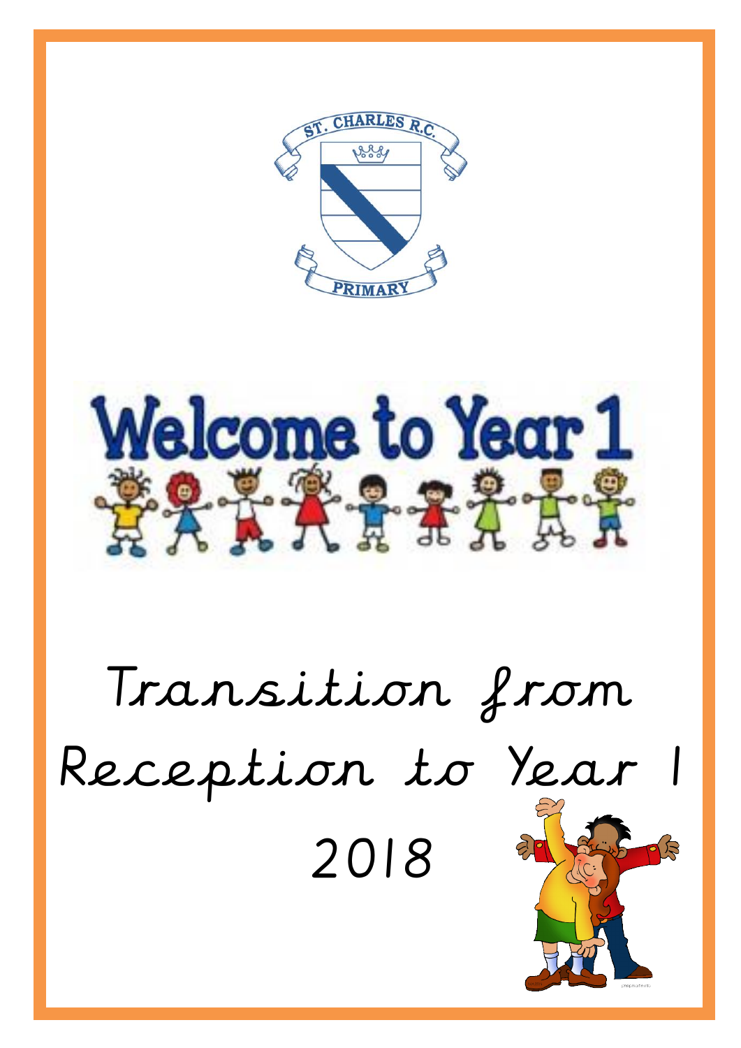ST. CHARLES R.C.

PRIMARY

# Welcome to Year 1

# Transition from Reception to Year 1

## 2018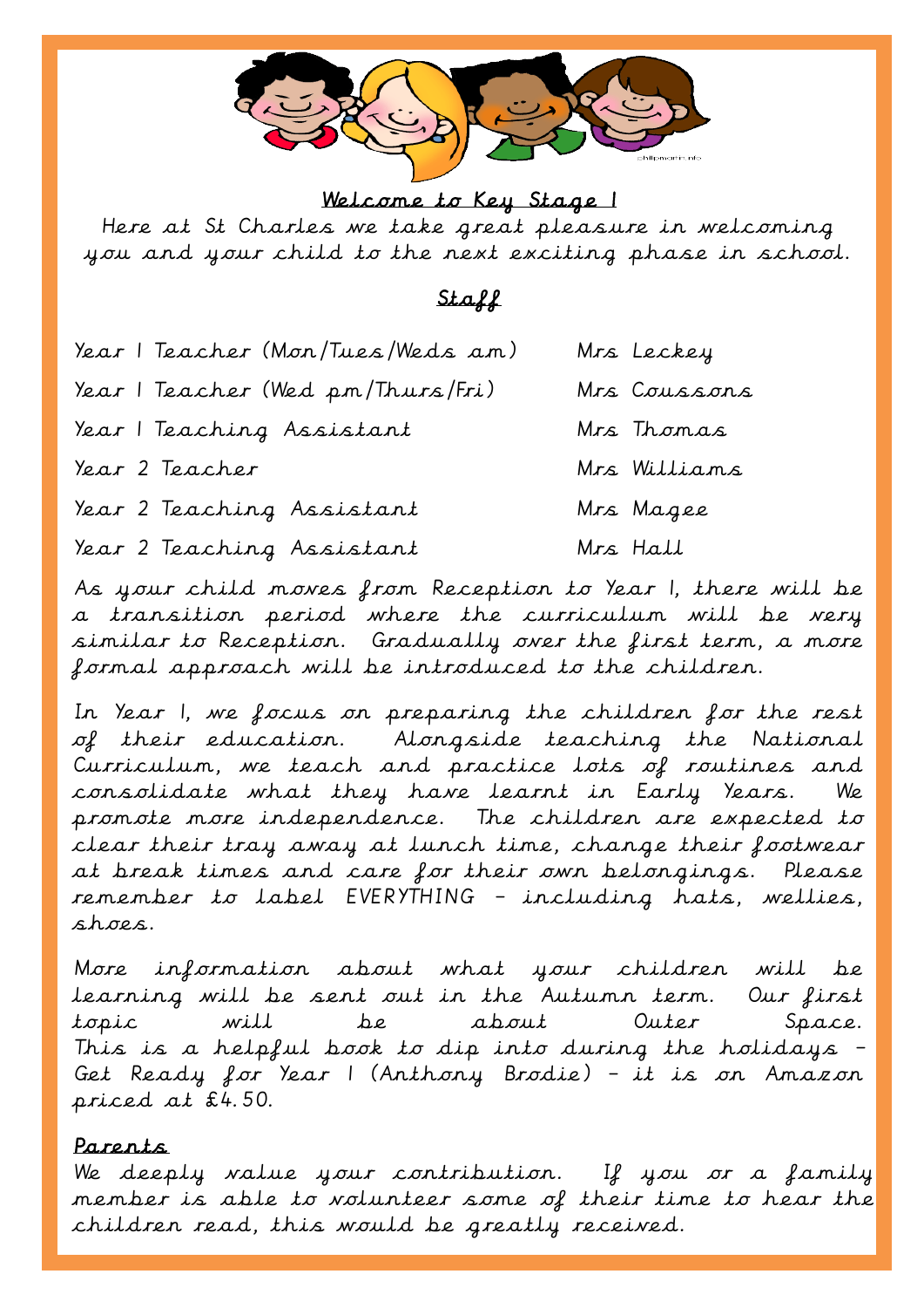## Welcome to Key Stage 1

Here at St Charles we take great pleasure in welcoming you and your child to the next exciting phase in school.

### Staff

| | |
|---|---|
| Year 1 Teacher (Mon/Tues/Weds am) | Mrs Leckey |
| Year 1 Teacher (Wed pm/Thurs/Fri) | Mrs Coussons |
| Year 1 Teaching Assistant | Mrs Thomas |
| Year 2 Teacher | Mrs Williams |
| Year 2 Teaching Assistant | Mrs Magee |
| Year 2 Teaching Assistant | Mrs Hall |

As your child moves from Reception to Year 1, there will be a transition period where the curriculum will be very similar to Reception. Gradually over the first term, a more formal approach will be introduced to the children.

In Year 1, we focus on preparing the children for the rest of their education. Alongside teaching the National Curriculum, we teach and practice lots of routines and consolidate what they have learnt in Early Years. We promote more independence. The children are expected to clear their tray away at lunch time, change their footwear at break times and care for their own belongings. Please remember to label EVERYTHING – including hats, wellies, shoes.

More information about what your children will be learning will be sent out in the Autumn term. Our first topic will be about Outer Space. This is a helpful book to dip into during the holidays – Get Ready for Year 1 (Anthony Brodie) – it is on Amazon priced at £4.50.

### Parents

We deeply value your contribution. If you or a family member is able to volunteer some of their time to hear the children read, this would be greatly received.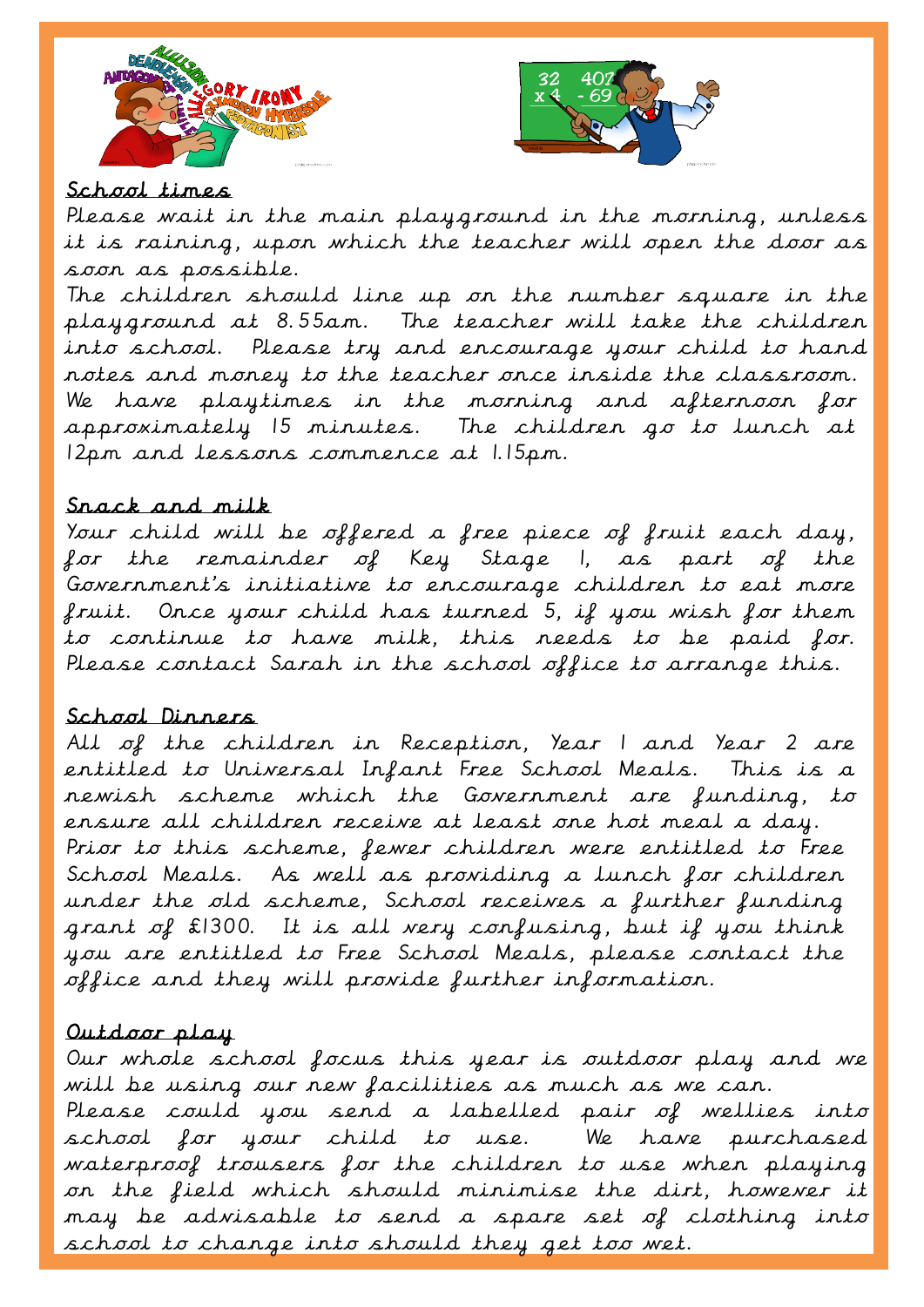## School times

Please wait in the main playground in the morning, unless it is raining, upon which the teacher will open the door as soon as possible.

The children should line up on the number square in the playground at 8.55am. The teacher will take the children into school. Please try and encourage your child to hand notes and money to the teacher once inside the classroom. We have playtimes in the morning and afternoon for approximately 15 minutes. The children go to lunch at 12pm and lessons commence at 1.15pm.

## Snack and milk

Your child will be offered a free piece of fruit each day, for the remainder of Key Stage 1, as part of the Government's initiative to encourage children to eat more fruit. Once your child has turned 5, if you wish for them to continue to have milk, this needs to be paid for. Please contact Sarah in the school office to arrange this.

## School Dinners

All of the children in Reception, Year 1 and Year 2 are entitled to Universal Infant Free School Meals. This is a newish scheme which the Government are funding, to ensure all children receive at least one hot meal a day. Prior to this scheme, fewer children were entitled to Free School Meals. As well as providing a lunch for children under the old scheme, School receives a further funding grant of £1300. It is all very confusing, but if you think you are entitled to Free School Meals, please contact the office and they will provide further information.

## Outdoor play

Our whole school focus this year is outdoor play and we will be using our new facilities as much as we can.

Please could you send a labelled pair of wellies into school for your child to use. We have purchased waterproof trousers for the children to use when playing on the field which should minimise the dirt, however it may be advisable to send a spare set of clothing into school to change into should they get too wet.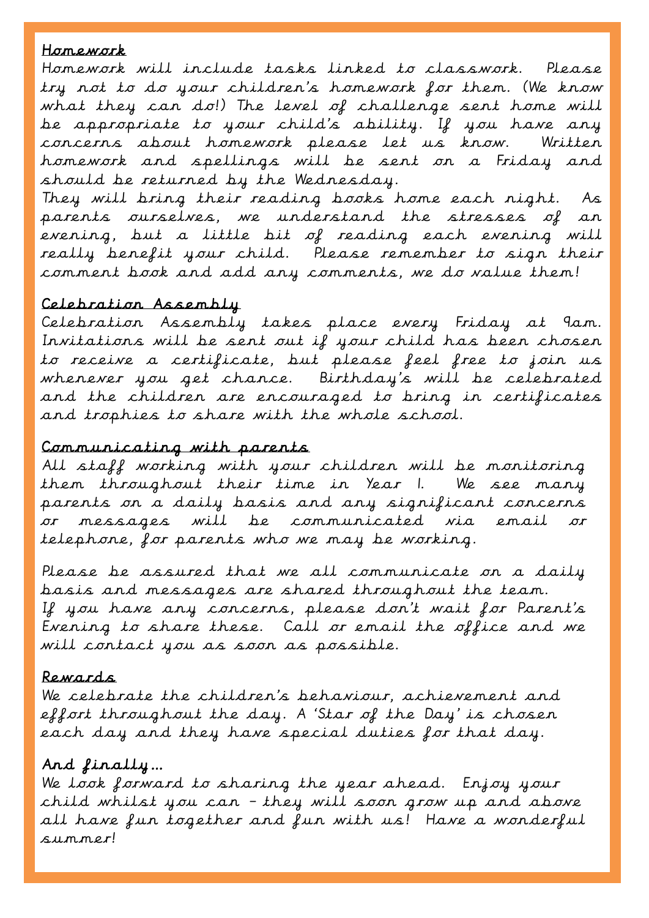## Homework

Homework will include tasks linked to classwork. Please try not to do your children's homework for them. (We know what they can do!) The level of challenge sent home will be appropriate to your child's ability. If you have any concerns about homework please let us know. Written homework and spellings will be sent on a Friday and should be returned by the Wednesday.

They will bring their reading books home each night. As parents ourselves, we understand the stresses of an evening, but a little bit of reading each evening will really benefit your child. Please remember to sign their comment book and add any comments, we do value them!

## Celebration Assembly

Celebration Assembly takes place every Friday at 9am. Invitations will be sent out if your child has been chosen to receive a certificate, but please feel free to join us whenever you get chance. Birthday's will be celebrated and the children are encouraged to bring in certificates and trophies to share with the whole school.

## Communicating with parents

All staff working with your children will be monitoring them throughout their time in Year 1. We see many parents on a daily basis and any significant concerns or messages will be communicated via email or telephone, for parents who we may be working.

Please be assured that we all communicate on a daily basis and messages are shared throughout the team. If you have any concerns, please don't wait for Parent's Evening to share these. Call or email the office and we will contact you as soon as possible.

## Rewards

We celebrate the children's behaviour, achievement and effort throughout the day. A 'Star of the Day' is chosen each day and they have special duties for that day.

## And finally…

We look forward to sharing the year ahead. Enjoy your child whilst you can – they will soon grow up and above all have fun together and fun with us! Have a wonderful summer!